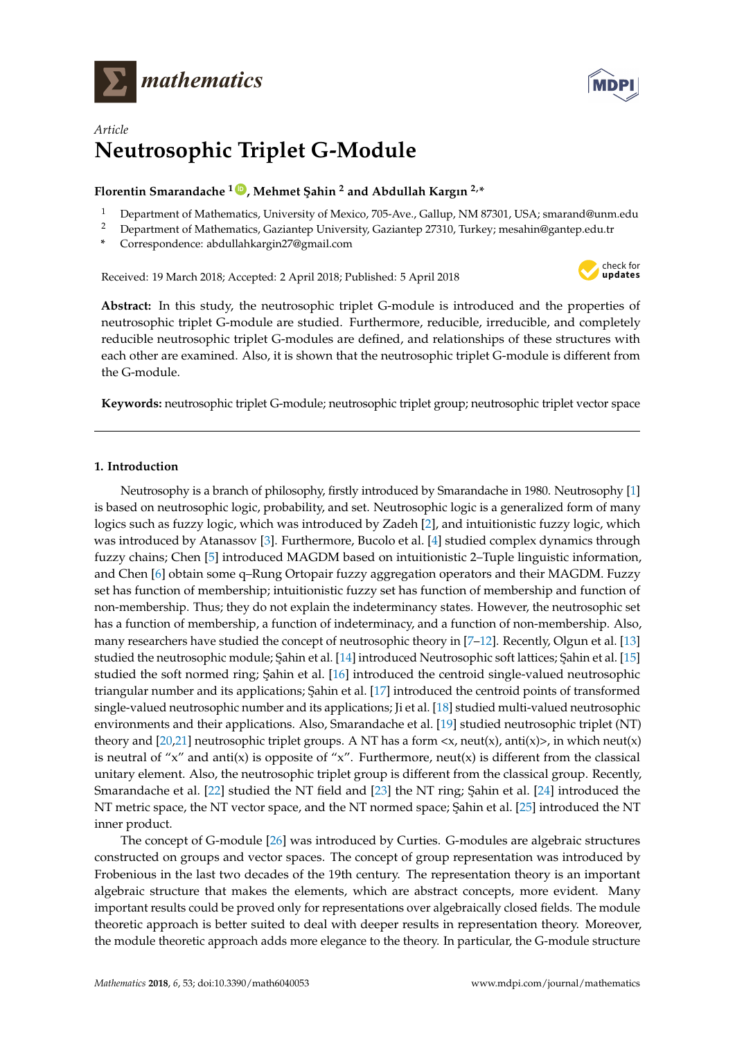*Article*

# Neutrosophic Triplet G-Module

**Florentin Smarandache [1], Mehmet Şahin [2] and Abdullah Kargın [2,*]**

[1] Department of Mathematics, University of Mexico, 705-Ave., Gallup, NM 87301, USA; smarand@unm.edu
[2] Department of Mathematics, Gaziantep University, Gaziantep 27310, Turkey; mesahin@gantep.edu.tr
\* Correspondence: abdullahkargin27@gmail.com

Received: 19 March 2018; Accepted: 2 April 2018; Published: 5 April 2018

**Abstract:** In this study, the neutrosophic triplet G-module is introduced and the properties of neutrosophic triplet G-module are studied. Furthermore, reducible, irreducible, and completely reducible neutrosophic triplet G-modules are defined, and relationships of these structures with each other are examined. Also, it is shown that the neutrosophic triplet G-module is different from the G-module.

**Keywords:** neutrosophic triplet G-module; neutrosophic triplet group; neutrosophic triplet vector space

## 1. Introduction

Neutrosophy is a branch of philosophy, firstly introduced by Smarandache in 1980. Neutrosophy [1] is based on neutrosophic logic, probability, and set. Neutrosophic logic is a generalized form of many logics such as fuzzy logic, which was introduced by Zadeh [2], and intuitionistic fuzzy logic, which was introduced by Atanassov [3]. Furthermore, Bucolo et al. [4] studied complex dynamics through fuzzy chains; Chen [5] introduced MAGDM based on intuitionistic 2–Tuple linguistic information, and Chen [6] obtain some q–Rung Ortopair fuzzy aggregation operators and their MAGDM. Fuzzy set has function of membership; intuitionistic fuzzy set has function of membership and function of non-membership. Thus; they do not explain the indeterminancy states. However, the neutrosophic set has a function of membership, a function of indeterminacy, and a function of non-membership. Also, many researchers have studied the concept of neutrosophic theory in [7–12]. Recently, Olgun et al. [13] studied the neutrosophic module; Şahin et al. [14] introduced Neutrosophic soft lattices; Şahin et al. [15] studied the soft normed ring; Şahin et al. [16] introduced the centroid single-valued neutrosophic triangular number and its applications; Şahin et al. [17] introduced the centroid points of transformed single-valued neutrosophic number and its applications; Ji et al. [18] studied multi-valued neutrosophic environments and their applications. Also, Smarandache et al. [19] studied neutrosophic triplet (NT) theory and [20,21] neutrosophic triplet groups. A NT has a form <x, neut(x), anti(x)>, in which neut(x) is neutral of "x" and anti(x) is opposite of "x". Furthermore, neut(x) is different from the classical unitary element. Also, the neutrosophic triplet group is different from the classical group. Recently, Smarandache et al. [22] studied the NT field and [23] the NT ring; Şahin et al. [24] introduced the NT metric space, the NT vector space, and the NT normed space; Şahin et al. [25] introduced the NT inner product.

The concept of G-module [26] was introduced by Curties. G-modules are algebraic structures constructed on groups and vector spaces. The concept of group representation was introduced by Frobenious in the last two decades of the 19th century. The representation theory is an important algebraic structure that makes the elements, which are abstract concepts, more evident. Many important results could be proved only for representations over algebraically closed fields. The module theoretic approach is better suited to deal with deeper results in representation theory. Moreover, the module theoretic approach adds more elegance to the theory. In particular, the G-module structure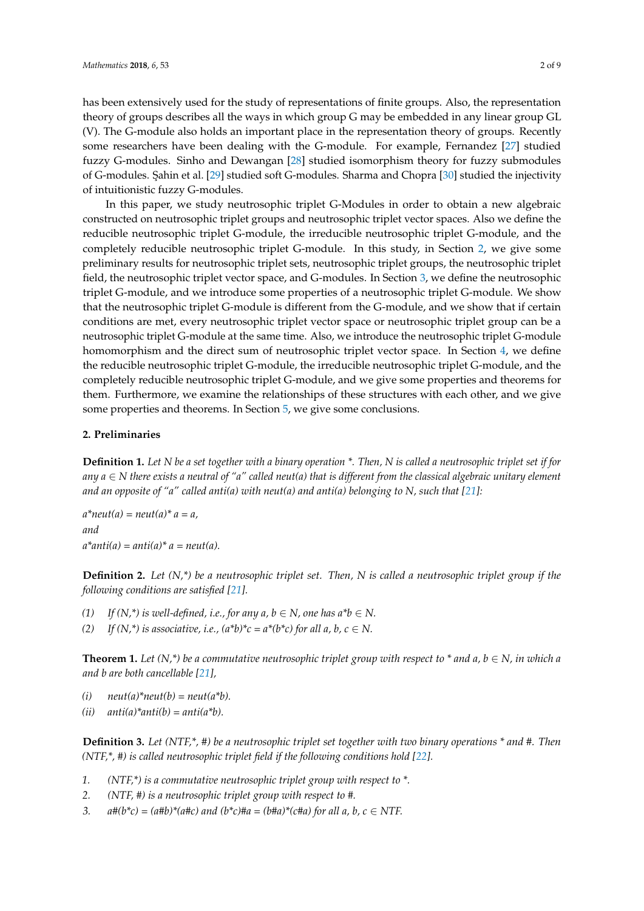has been extensively used for the study of representations of finite groups. Also, the representation theory of groups describes all the ways in which group G may be embedded in any linear group GL (V). The G-module also holds an important place in the representation theory of groups. Recently some researchers have been dealing with the G-module. For example, Fernandez [27] studied fuzzy G-modules. Sinho and Dewangan [28] studied isomorphism theory for fuzzy submodules of G-modules. Şahin et al. [29] studied soft G-modules. Sharma and Chopra [30] studied the injectivity of intuitionistic fuzzy G-modules.

In this paper, we study neutrosophic triplet G-Modules in order to obtain a new algebraic constructed on neutrosophic triplet groups and neutrosophic triplet vector spaces. Also we define the reducible neutrosophic triplet G-module, the irreducible neutrosophic triplet G-module, and the completely reducible neutrosophic triplet G-module. In this study, in Section 2, we give some preliminary results for neutrosophic triplet sets, neutrosophic triplet groups, the neutrosophic triplet field, the neutrosophic triplet vector space, and G-modules. In Section 3, we define the neutrosophic triplet G-module, and we introduce some properties of a neutrosophic triplet G-module. We show that the neutrosophic triplet G-module is different from the G-module, and we show that if certain conditions are met, every neutrosophic triplet vector space or neutrosophic triplet group can be a neutrosophic triplet G-module at the same time. Also, we introduce the neutrosophic triplet G-module homomorphism and the direct sum of neutrosophic triplet vector space. In Section 4, we define the reducible neutrosophic triplet G-module, the irreducible neutrosophic triplet G-module, and the completely reducible neutrosophic triplet G-module, and we give some properties and theorems for them. Furthermore, we examine the relationships of these structures with each other, and we give some properties and theorems. In Section 5, we give some conclusions.

## 2. Preliminaries

**Definition 1.** *Let N be a set together with a binary operation \*. Then, N is called a neutrosophic triplet set if for any $a \in N$ there exists a neutral of "a" called neut(a) that is different from the classical algebraic unitary element and an opposite of "a" called anti(a) with neut(a) and anti(a) belonging to N, such that [21]:*

*a\*neut(a) = neut(a)\* a = a,*

*and*

*a\*anti(a) = anti(a)\* a = neut(a).*

**Definition 2.** *Let (N,\*) be a neutrosophic triplet set. Then, N is called a neutrosophic triplet group if the following conditions are satisfied [21].*

*(1) If (N,\*) is well-defined, i.e., for any a, b $\in$ N, one has a\*b $\in$ N.*
*(2) If (N,\*) is associative, i.e., (a\*b)\*c = a\*(b\*c) for all a, b, c $\in$ N.*

**Theorem 1.** *Let (N,\*) be a commutative neutrosophic triplet group with respect to \* and a, b $\in$ N, in which a and b are both cancellable [21],*

*(i) neut(a)\*neut(b) = neut(a\*b).*
*(ii) anti(a)\*anti(b) = anti(a\*b).*

**Definition 3.** *Let (NTF,\*, #) be a neutrosophic triplet set together with two binary operations \* and #. Then (NTF,\*, #) is called neutrosophic triplet field if the following conditions hold [22].*

1. *(NTF,\*) is a commutative neutrosophic triplet group with respect to \*.*
2. *(NTF, #) is a neutrosophic triplet group with respect to #.*
3. *a#(b\*c) = (a#b)\*(a#c) and (b\*c)#a = (b#a)\*(c#a) for all a, b, c $\in$ NTF.*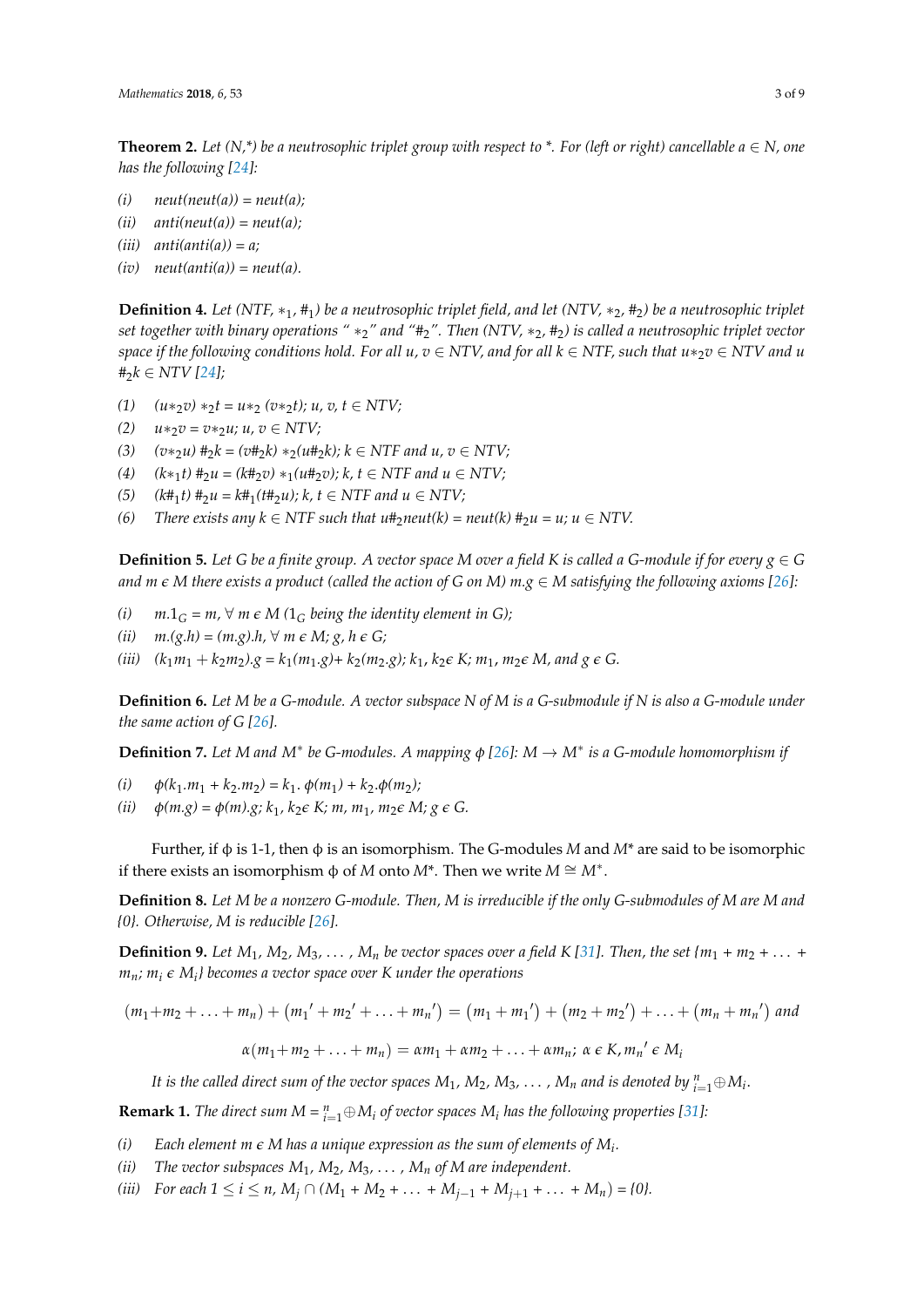**Theorem 2.** *Let (N,\*) be a neutrosophic triplet group with respect to \*. For (left or right) cancellable $a \in N$, one has the following [24]:*

*(i)* *neut(neut(a)) = neut(a);*
*(ii)* *anti(neut(a)) = neut(a);*
*(iii)* *anti(anti(a)) = a;*
*(iv)* *neut(anti(a)) = neut(a).*

**Definition 4.** *Let (NTF, $*_1$, $\#_1$) be a neutrosophic triplet field, and let (NTV, $*_2$, $\#_2$) be a neutrosophic triplet set together with binary operations "$*_2$" and "$\#_2$". Then (NTV, $*_2$, $\#_2$) is called a neutrosophic triplet vector space if the following conditions hold. For all u, v ∈ NTV, and for all k ∈ NTF, such that $u*_2v$ ∈ NTV and u $\#_2k$ ∈ NTV [24];*

*(1)* $(u*_2v) *_2t = u*_2 (v*_2t)$; *u, v, t ∈ NTV;*
*(2)* $u*_2v = v*_2u$; *u, v ∈ NTV;*
*(3)* $(v*_2u) \#_2k = (v\#_2k) *_2(u\#_2k)$; *k ∈ NTF and u, v ∈ NTV;*
*(4)* $(k*_1t) \#_2u = (k\#_2v) *_1(u\#_2v)$; *k, t ∈ NTF and u ∈ NTV;*
*(5)* $(k\#_1t) \#_2u = k\#_1(t\#_2u)$; *k, t ∈ NTF and u ∈ NTV;*
*(6)* *There exists any k ∈ NTF such that* $u\#_2neut(k) = neut(k) \#_2u = u$; *u ∈ NTV.*

**Definition 5.** *Let G be a finite group. A vector space M over a field K is called a G-module if for every g ∈ G and m ϵ M there exists a product (called the action of G on M) m.g ∈ M satisfying the following axioms [26]:*

*(i)* $m.1_G = m, \forall\, m \in M$ *($1_G$ being the identity element in G);*
*(ii)* *m.(g.h) = (m.g).h, ∀ m ϵ M; g, h ϵ G;*
*(iii)* $(k_1m_1 + k_2m_2).g = k_1(m_1.g) + k_2(m_2.g)$; $k_1, k_2 \in K$; $m_1, m_2 \in M$, *and g ϵ G.*

**Definition 6.** *Let M be a G-module. A vector subspace N of M is a G-submodule if N is also a G-module under the same action of G [26].*

**Definition 7.** *Let M and M\* be G-modules. A mapping ϕ [26]: M → M\* is a G-module homomorphism if*

*(i)* $\phi(k_1.m_1 + k_2.m_2) = k_1.\,\phi(m_1) + k_2.\phi(m_2)$;
*(ii)* $\phi(m.g) = \phi(m).g$; $k_1, k_2 \in K$; $m, m_1, m_2 \in M$; *g ϵ G.*

Further, if ϕ is 1-1, then ϕ is an isomorphism. The G-modules *M* and *M*\* are said to be isomorphic if there exists an isomorphism ϕ of *M* onto *M*\*. Then we write $M \cong M^*$.

**Definition 8.** *Let M be a nonzero G-module. Then, M is irreducible if the only G-submodules of M are M and {0}. Otherwise, M is reducible [26].*

**Definition 9.** *Let $M_1$, $M_2$, $M_3$, ... , $M_n$ be vector spaces over a field K [31]. Then, the set $\{m_1 + m_2 + \ldots + m_n;\ m_i \in M_i\}$ becomes a vector space over K under the operations*

$$(m_1+m_2+\ldots+m_n) + \left(m_1{}' + m_2{}' + \ldots + m_n{}'\right) = \left(m_1 + m_1{}'\right) + \left(m_2 + m_2{}'\right) + \ldots + \left(m_n + m_n{}'\right) \text{ and}$$

$$\alpha(m_1+m_2+\ldots+m_n) = \alpha m_1 + \alpha m_2 + \ldots + \alpha m_n;\ \alpha \in K, m_n{}' \in M_i$$

*It is the called direct sum of the vector spaces $M_1$, $M_2$, $M_3$, ... , $M_n$ and is denoted by $\oplus_{i=1}^{n} M_i$.*

**Remark 1.** *The direct sum $M = \oplus_{i=1}^{n} M_i$ of vector spaces $M_i$ has the following properties [31]:*

*(i)* *Each element m ϵ M has a unique expression as the sum of elements of $M_i$.*
*(ii)* *The vector subspaces $M_1$, $M_2$, $M_3$, ... , $M_n$ of M are independent.*
*(iii)* *For each $1 \le i \le n$, $M_j \cap (M_1 + M_2 + \ldots + M_{j-1} + M_{j+1} + \ldots + M_n) = \{0\}$.*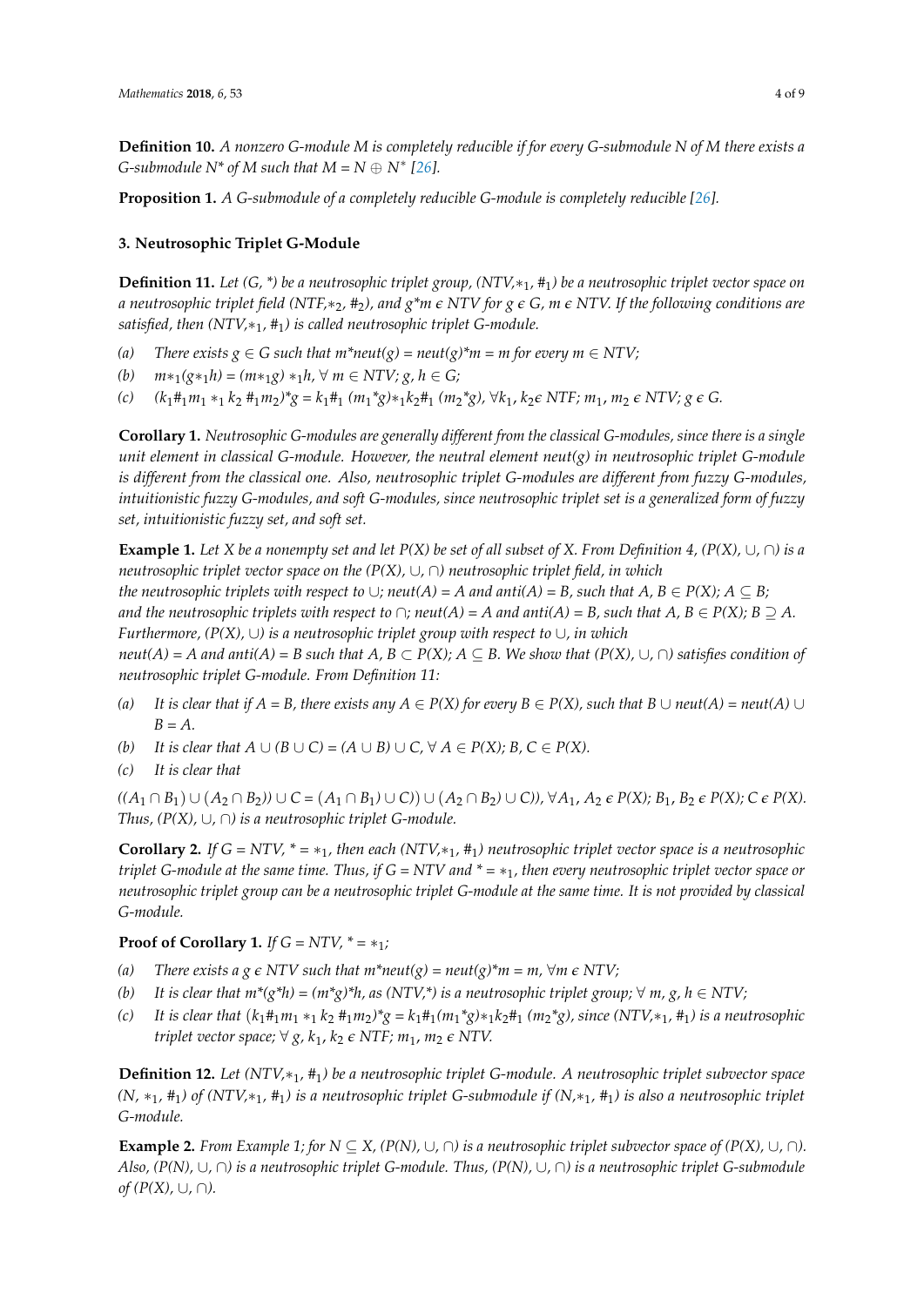**Definition 10.** *A nonzero G-module M is completely reducible if for every G-submodule N of M there exists a G-submodule $N^*$ of M such that $M = N \oplus N^*$ [26].*

**Proposition 1.** *A G-submodule of a completely reducible G-module is completely reducible [26].*

## 3. Neutrosophic Triplet G-Module

**Definition 11.** *Let (G, \*) be a neutrosophic triplet group, (NTV,$*_1$, $\#_1$) be a neutrosophic triplet vector space on a neutrosophic triplet field (NTF,$*_2$, $\#_2$), and g\*m ϵ NTV for g ϵ G, m ϵ NTV. If the following conditions are satisfied, then (NTV,$*_1$, $\#_1$) is called neutrosophic triplet G-module.*

- *(a) There exists g ∈ G such that m\*neut(g) = neut(g)\*m = m for every m ∈ NTV;*
- *(b) $m*_1(g*_1h) = (m*_1g)*_1h$, ∀ m ∈ NTV; g, h ∈ G;*
- *(c) $(k_1\#_1m_1 *_1 k_2 \#_1m_2)*g = k_1\#_1 (m_1*g)*_1k_2\#_1 (m_2*g)$, $\forall k_1, k_2$ ϵ NTF; $m_1$, $m_2$ ϵ NTV; g ϵ G.*

**Corollary 1.** *Neutrosophic G-modules are generally different from the classical G-modules, since there is a single unit element in classical G-module. However, the neutral element neut(g) in neutrosophic triplet G-module is different from the classical one. Also, neutrosophic triplet G-modules are different from fuzzy G-modules, intuitionistic fuzzy G-modules, and soft G-modules, since neutrosophic triplet set is a generalized form of fuzzy set, intuitionistic fuzzy set, and soft set.*

**Example 1.** *Let X be a nonempty set and let P(X) be set of all subset of X. From Definition 4, (P(X), ∪, ∩) is a neutrosophic triplet vector space on the (P(X), ∪, ∩) neutrosophic triplet field, in which the neutrosophic triplets with respect to ∪; neut(A) = A and anti(A) = B, such that A, B ∈ P(X); A ⊆ B; and the neutrosophic triplets with respect to ∩; neut(A) = A and anti(A) = B, such that A, B ∈ P(X); B ⊇ A. Furthermore, (P(X), ∪) is a neutrosophic triplet group with respect to ∪, in which neut(A) = A and anti(A) = B such that A, B ⊂ P(X); A ⊆ B. We show that (P(X), ∪, ∩) satisfies condition of neutrosophic triplet G-module. From Definition 11:*

- *(a) It is clear that if A = B, there exists any A ∈ P(X) for every B ∈ P(X), such that B ∪ neut(A) = neut(A) ∪ B = A.*
- *(b) It is clear that A ∪ (B ∪ C) = (A ∪ B) ∪ C, ∀ A ∈ P(X); B, C ∈ P(X).*
- *(c) It is clear that*

*$((A_1 \cap B_1) \cup (A_2 \cap B_2)) \cup C = (A_1 \cap B_1) \cup C)) \cup (A_2 \cap B_2) \cup C))$, $\forall A_1, A_2$ ϵ P(X); $B_1$, $B_2$ ϵ P(X); C ϵ P(X). Thus, (P(X), ∪, ∩) is a neutrosophic triplet G-module.*

**Corollary 2.** *If G = NTV, \* = $*_1$, then each (NTV,$*_1$, $\#_1$) neutrosophic triplet vector space is a neutrosophic triplet G-module at the same time. Thus, if G = NTV and \* = $*_1$, then every neutrosophic triplet vector space or neutrosophic triplet group can be a neutrosophic triplet G-module at the same time. It is not provided by classical G-module.*

**Proof of Corollary 1.** *If G = NTV, \* = $*_1$;*

- *(a) There exists a g ϵ NTV such that m\*neut(g) = neut(g)\*m = m, ∀m ϵ NTV;*
- *(b) It is clear that m\*(g\*h) = (m\*g)\*h, as (NTV,\*) is a neutrosophic triplet group; ∀ m, g, h ∈ NTV;*
- *(c) It is clear that $(k_1\#_1m_1 *_1 k_2 \#_1m_2)*g = k_1\#_1(m_1*g)*_1k_2\#_1 (m_2*g)$, since (NTV,$*_1$, $\#_1$) is a neutrosophic triplet vector space; ∀ g, $k_1$, $k_2$ ϵ NTF; $m_1$, $m_2$ ϵ NTV.*

**Definition 12.** *Let (NTV,$*_1$, $\#_1$) be a neutrosophic triplet G-module. A neutrosophic triplet subvector space (N, $*_1$, $\#_1$) of (NTV,$*_1$, $\#_1$) is a neutrosophic triplet G-submodule if (N,$*_1$, $\#_1$) is also a neutrosophic triplet G-module.*

**Example 2.** *From Example 1; for N ⊆ X, (P(N), ∪, ∩) is a neutrosophic triplet subvector space of (P(X), ∪, ∩). Also, (P(N), ∪, ∩) is a neutrosophic triplet G-module. Thus, (P(N), ∪, ∩) is a neutrosophic triplet G-submodule of (P(X), ∪, ∩).*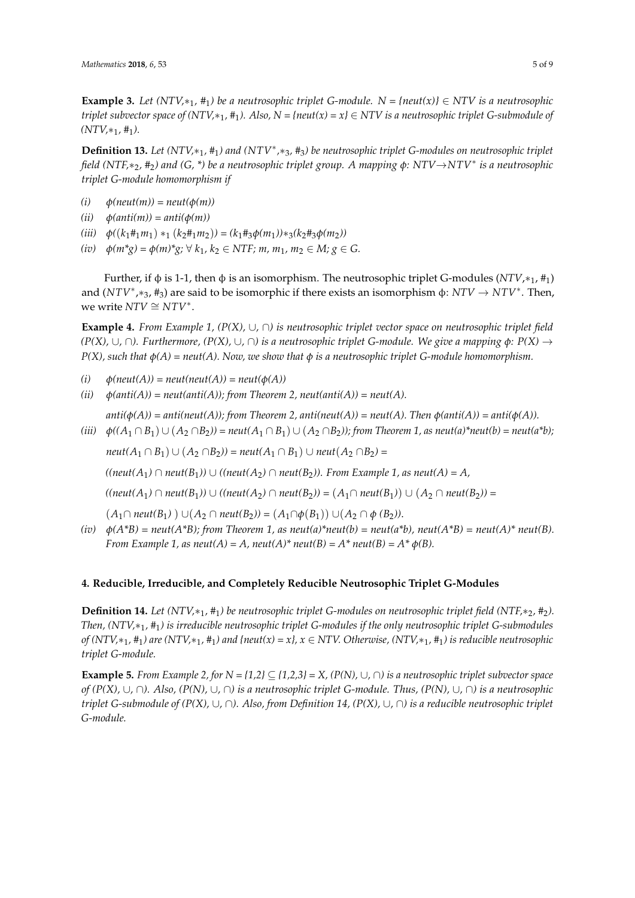**Example 3.** *Let (NTV,$*_1$, $\#_1$) be a neutrosophic triplet G-module. N = {neut(x)} ∈ NTV is a neutrosophic triplet subvector space of (NTV,$*_1$, $\#_1$). Also, N = {neut(x) = x} ∈ NTV is a neutrosophic triplet G-submodule of (NTV,$*_1$, $\#_1$).*

**Definition 13.** *Let (NTV,$*_1$, $\#_1$) and ($NTV^*$,$*_3$, $\#_3$) be neutrosophic triplet G-modules on neutrosophic triplet field (NTF,$*_2$, $\#_2$) and (G, \*) be a neutrosophic triplet group. A mapping ϕ: NTV→$NTV^*$ is a neutrosophic triplet G-module homomorphism if*

*(i)* ϕ(neut(m)) = neut(ϕ(m))

*(ii)* ϕ(anti(m)) = anti(ϕ(m))

*(iii)* $\phi((k_1\#_1m_1) *_1 (k_2\#_1m_2)) = (k_1\#_3\phi(m_1))*_3(k_2\#_3\phi(m_2))$

*(iv)* $\phi(m*g) = \phi(m)*g$; $\forall\ k_1, k_2 \in NTF; m, m_1, m_2 \in M; g \in G$.

Further, if ϕ is 1-1, then ϕ is an isomorphism. The neutrosophic triplet G-modules (NTV,$*_1$, $\#_1$) and ($NTV^*$,$*_3$, $\#_3$) are said to be isomorphic if there exists an isomorphism ϕ: $NTV \rightarrow NTV^*$. Then, we write $NTV \cong NTV^*$.

**Example 4.** *From Example 1, (P(X), ∪, ∩) is neutrosophic triplet vector space on neutrosophic triplet field (P(X), ∪, ∩). Furthermore, (P(X), ∪, ∩) is a neutrosophic triplet G-module. We give a mapping ϕ: P(X) → P(X), such that ϕ(A) = neut(A). Now, we show that ϕ is a neutrosophic triplet G-module homomorphism.*

*(i)* ϕ(neut(A)) = neut(neut(A)) = neut(ϕ(A))

*(ii)* ϕ(anti(A)) = neut(anti(A)); from Theorem 2, neut(anti(A)) = neut(A).

anti(ϕ(A)) = anti(neut(A)); from Theorem 2, anti(neut(A)) = neut(A). Then ϕ(anti(A)) = anti(ϕ(A)).

*(iii)* $\phi((A_1 \cap B_1) \cup (A_2 \cap B_2))$ = neut$(A_1 \cap B_1) \cup (A_2 \cap B_2)$); from Theorem 1, as neut(a)\*neut(b) = neut(a\*b);

neut$(A_1 \cap B_1) \cup (A_2 \cap B_2)$) = neut$(A_1 \cap B_1) \cup$ neut$(A_2 \cap B_2)$ =

((neut$(A_1) \cap$ neut$(B_1)$) ∪ ((neut$(A_2) \cap$ neut$(B_2)$). From Example 1, as neut(A) = A,

((neut$(A_1) \cap$ neut$(B_1)$) ∪ ((neut$(A_2) \cap$ neut$(B_2)$) = $(A_1 \cap$ neut$(B_1)) \cup (A_2 \cap$ neut$(B_2)$) =

$(A_1 \cap$ neut$(B_1)$ ) $\cup (A_2 \cap$ neut$(B_2)$) = $(A_1 \cap \phi(B_1)) \cup (A_2 \cap \phi(B_2))$.

*(iv)* ϕ(A\*B) = neut(A\*B); from Theorem 1, as neut(a)\*neut(b) = neut(a\*b), neut(A\*B) = neut(A)\* neut(B). From Example 1, as neut(A) = A, neut(A)\* neut(B) = A\* neut(B) = A\* ϕ(B).

## 4. Reducible, Irreducible, and Completely Reducible Neutrosophic Triplet G-Modules

**Definition 14.** *Let (NTV,$*_1$, $\#_1$) be neutrosophic triplet G-modules on neutrosophic triplet field (NTF,$*_2$, $\#_2$). Then, (NTV,$*_1$, $\#_1$) is irreducible neutrosophic triplet G-modules if the only neutrosophic triplet G-submodules of (NTV,$*_1$, $\#_1$) are (NTV,$*_1$, $\#_1$) and {neut(x) = x}, x ∈ NTV. Otherwise, (NTV,$*_1$, $\#_1$) is reducible neutrosophic triplet G-module.*

**Example 5.** *From Example 2, for N = {1,2} ⊆ {1,2,3} = X, (P(N), ∪, ∩) is a neutrosophic triplet subvector space of (P(X), ∪, ∩). Also, (P(N), ∪, ∩) is a neutrosophic triplet G-module. Thus, (P(N), ∪, ∩) is a neutrosophic triplet G-submodule of (P(X), ∪, ∩). Also, from Definition 14, (P(X), ∪, ∩) is a reducible neutrosophic triplet G-module.*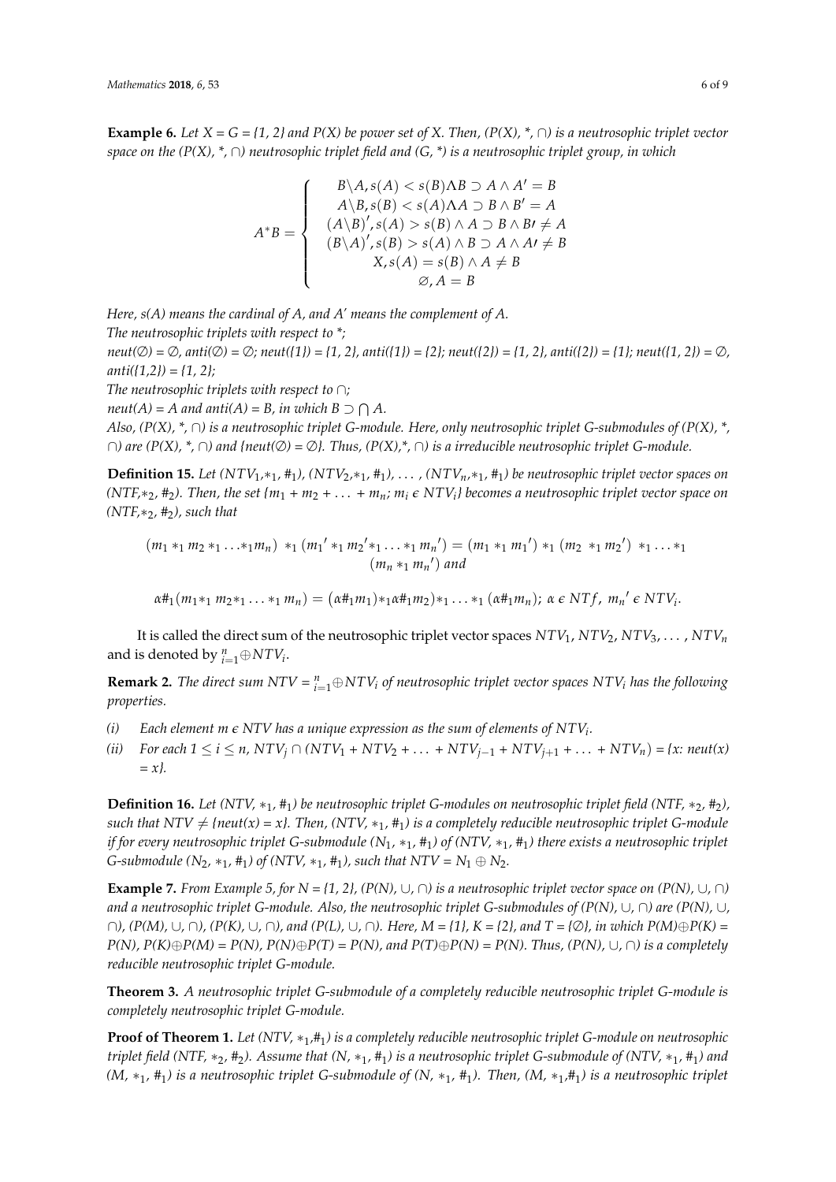**Example 6.** *Let X = G = {1, 2} and P(X) be power set of X. Then, (P(X), *, ∩) is a neutrosophic triplet vector space on the (P(X), *, ∩) neutrosophic triplet field and (G, *) is a neutrosophic triplet group, in which*

$$A^*B = \begin{cases} B\backslash A, s(A) < s(B)\Lambda B \supset A \wedge A' = B \\ A\backslash B, s(B) < s(A)\Lambda A \supset B \wedge B' = A \\ (A\backslash B)', s(A) > s(B) \wedge A \supset B \wedge B\prime \neq A \\ (B\backslash A)', s(B) > s(A) \wedge B \supset A \wedge A\prime \neq B \\ X, s(A) = s(B) \wedge A \neq B \\ \varnothing, A = B \end{cases}$$

*Here, s(A) means the cardinal of A, and A′ means the complement of A.*

*The neutrosophic triplets with respect to *;*

*neut(∅) = ∅, anti(∅) = ∅; neut({1}) = {1, 2}, anti({1}) = {2}; neut({2}) = {1, 2}, anti({2}) = {1}; neut({1, 2}) = ∅, anti({1,2}) = {1, 2};*

*The neutrosophic triplets with respect to ∩;*

*neut(A) = A and anti(A) = B, in which $B \supset \bigcap A$.*

*Also, (P(X), *, ∩) is a neutrosophic triplet G-module. Here, only neutrosophic triplet G-submodules of (P(X), *, ∩) are (P(X), *, ∩) and {neut(∅) = ∅}. Thus, (P(X),*, ∩) is a irreducible neutrosophic triplet G-module.*

**Definition 15.** *Let ($NTV_1$,$*_1$, $\#_1$), ($NTV_2$,$*_1$, $\#_1$), ... , ($NTV_n$,$*_1$, $\#_1$) be neutrosophic triplet vector spaces on (NTF,$*_2$, $\#_2$). Then, the set {$m_1 + m_2 + \ldots + m_n$; $m_i \in NTV_i$} becomes a neutrosophic triplet vector space on (NTF,$*_2$, $\#_2$), such that*

$$(m_1 *_1 m_2 *_1 \ldots *_1 m_n) *_1 (m_1{}' *_1 m_2{}' *_1 \ldots *_1 m_n{}') = (m_1 *_1 m_1{}') *_1 (m_2 *_1 m_2{}') *_1 \ldots *_1 (m_n *_1 m_n{}') \text{ and}$$

$$\alpha\#_1(m_1 *_1 m_2 *_1 \ldots *_1 m_n) = (\alpha\#_1 m_1) *_1 \alpha\#_1 m_2) *_1 \ldots *_1 (\alpha\#_1 m_n);\ \alpha \in NTf,\ m_n{}' \in NTV_i.$$

It is called the direct sum of the neutrosophic triplet vector spaces $NTV_1$, $NTV_2$, $NTV_3$, ... , $NTV_n$ and is denoted by ${}_{i=1}^{n}\oplus NTV_i$.

**Remark 2.** *The direct sum NTV = ${}_{i=1}^{n}\oplus NTV_i$ of neutrosophic triplet vector spaces $NTV_i$ has the following properties.*

- *(i) Each element m ϵ NTV has a unique expression as the sum of elements of $NTV_i$.*
- *(ii) For each $1 \leq i \leq n$, $NTV_j \cap (NTV_1 + NTV_2 + \ldots + NTV_{j-1} + NTV_{j+1} + \ldots + NTV_n)$ = {x: neut(x) = x}.*

**Definition 16.** *Let (NTV, $*_1$, $\#_1$) be neutrosophic triplet G-modules on neutrosophic triplet field (NTF, $*_2$, $\#_2$), such that NTV ≠ {neut(x) = x}. Then, (NTV, $*_1$, $\#_1$) is a completely reducible neutrosophic triplet G-module if for every neutrosophic triplet G-submodule ($N_1$, $*_1$, $\#_1$) of (NTV, $*_1$, $\#_1$) there exists a neutrosophic triplet G-submodule ($N_2$, $*_1$, $\#_1$) of (NTV, $*_1$, $\#_1$), such that NTV = $N_1 \oplus N_2$.*

**Example 7.** *From Example 5, for N = {1, 2}, (P(N), ∪, ∩) is a neutrosophic triplet vector space on (P(N), ∪, ∩) and a neutrosophic triplet G-module. Also, the neutrosophic triplet G-submodules of (P(N), ∪, ∩) are (P(N), ∪, ∩), (P(M), ∪, ∩), (P(K), ∪, ∩), and (P(L), ∪, ∩). Here, M = {1}, K = {2}, and T = {∅}, in which P(M)⊕P(K) = P(N), P(K)⊕P(M) = P(N), P(N)⊕P(T) = P(N), and P(T)⊕P(N) = P(N). Thus, (P(N), ∪, ∩) is a completely reducible neutrosophic triplet G-module.*

**Theorem 3.** *A neutrosophic triplet G-submodule of a completely reducible neutrosophic triplet G-module is completely neutrosophic triplet G-module.*

**Proof of Theorem 1.** *Let (NTV, $*_1$,$\#_1$) is a completely reducible neutrosophic triplet G-module on neutrosophic triplet field (NTF, $*_2$, $\#_2$). Assume that (N, $*_1$, $\#_1$) is a neutrosophic triplet G-submodule of (NTV, $*_1$, $\#_1$) and (M, $*_1$, $\#_1$) is a neutrosophic triplet G-submodule of (N, $*_1$, $\#_1$). Then, (M, $*_1$,$\#_1$) is a neutrosophic triplet*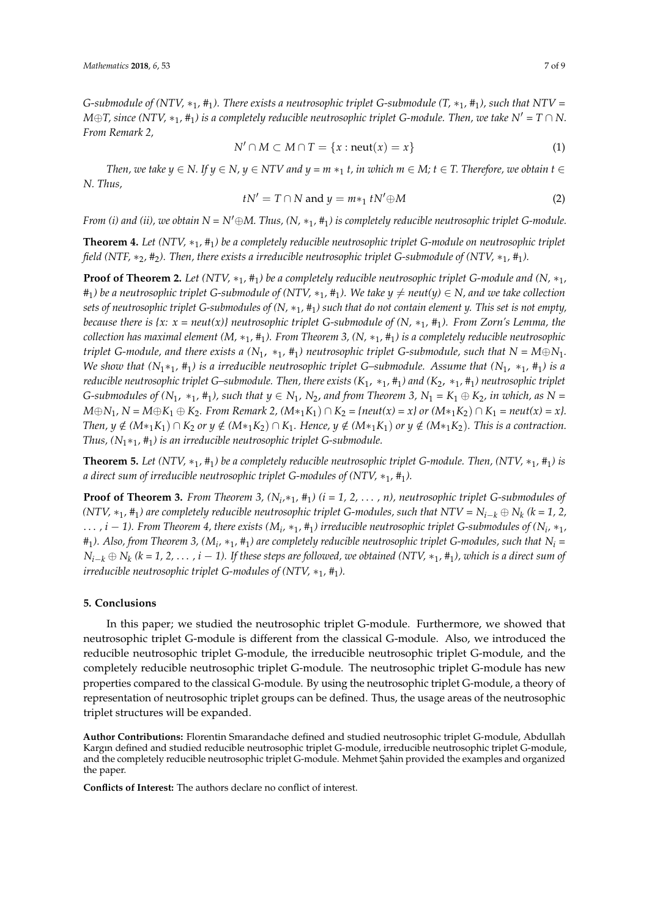*G-submodule of (NTV, $*_1$, $\#_1$). There exists a neutrosophic triplet G-submodule (T, $*_1$, $\#_1$), such that NTV = $M \oplus T$, since (NTV, $*_1$, $\#_1$) is a completely reducible neutrosophic triplet G-module. Then, we take $N' = T \cap N$. From Remark 2,*

$$N' \cap M \subset M \cap T = \{x : \text{neut}(x) = x\} \tag{1}$$

*Then, we take $y \in N$. If $y \in N$, $y \in NTV$ and $y = m *_1 t$, in which $m \in M$; $t \in T$. Therefore, we obtain $t \in N$. Thus,*

$$tN' = T \cap N \text{ and } y = m *_1 tN' \oplus M \tag{2}$$

*From (i) and (ii), we obtain $N = N' \oplus M$. Thus, (N, $*_1$, $\#_1$) is completely reducible neutrosophic triplet G-module.*

**Theorem 4.** *Let (NTV, $*_1$, $\#_1$) be a completely reducible neutrosophic triplet G-module on neutrosophic triplet field (NTF, $*_2$, $\#_2$). Then, there exists a irreducible neutrosophic triplet G-submodule of (NTV, $*_1$, $\#_1$).*

**Proof of Theorem 2.** *Let (NTV, $*_1$, $\#_1$) be a completely reducible neutrosophic triplet G-module and (N, $*_1$, $\#_1$) be a neutrosophic triplet G-submodule of (NTV, $*_1$, $\#_1$). We take $y \neq neut(y) \in N$, and we take collection sets of neutrosophic triplet G-submodules of (N, $*_1$, $\#_1$) such that do not contain element y. This set is not empty, because there is {x: x = neut(x)} neutrosophic triplet G-submodule of (N, $*_1$, $\#_1$). From Zorn's Lemma, the collection has maximal element (M, $*_1$, $\#_1$). From Theorem 3, (N, $*_1$, $\#_1$) is a completely reducible neutrosophic triplet G-module, and there exists a ($N_1$, $*_1$, $\#_1$) neutrosophic triplet G-submodule, such that $N = M \oplus N_1$. We show that ($N_1 *_1$, $\#_1$) is a irreducible neutrosophic triplet G–submodule. Assume that ($N_1$, $*_1$, $\#_1$) is a reducible neutrosophic triplet G–submodule. Then, there exists ($K_1$, $*_1$, $\#_1$) and ($K_2$, $*_1$, $\#_1$) neutrosophic triplet G-submodules of ($N_1$, $*_1$, $\#_1$), such that $y \in N_1$, $N_2$, and from Theorem 3, $N_1 = K_1 \oplus K_2$, in which, as $N = M \oplus N_1$, $N = M \oplus K_1 \oplus K_2$. From Remark 2, $(M *_1 K_1) \cap K_2$ = {neut(x) = x} or $(M *_1 K_2) \cap K_1$ = neut(x) = x}. Then, $y \notin (M *_1 K_1) \cap K_2$ or $y \notin (M *_1 K_2) \cap K_1$. Hence, $y \notin (M *_1 K_1)$ or $y \notin (M *_1 K_2)$. This is a contraction. Thus, ($N_1 *_1$, $\#_1$) is an irreducible neutrosophic triplet G-submodule.*

**Theorem 5.** *Let (NTV, $*_1$, $\#_1$) be a completely reducible neutrosophic triplet G-module. Then, (NTV, $*_1$, $\#_1$) is a direct sum of irreducible neutrosophic triplet G-modules of (NTV, $*_1$, $\#_1$).*

**Proof of Theorem 3.** *From Theorem 3, ($N_i$,$*_1$, $\#_1$) (i = 1, 2, ... , n), neutrosophic triplet G-submodules of (NTV, $*_1$, $\#_1$) are completely reducible neutrosophic triplet G-modules, such that NTV = $N_{i-k} \oplus N_k$ (k = 1, 2, ... , i − 1). From Theorem 4, there exists ($M_i$, $*_1$, $\#_1$) irreducible neutrosophic triplet G-submodules of ($N_i$, $*_1$, $\#_1$). Also, from Theorem 3, ($M_i$, $*_1$, $\#_1$) are completely reducible neutrosophic triplet G-modules, such that $N_i$ = $N_{i-k} \oplus N_k$ (k = 1, 2, ... , i − 1). If these steps are followed, we obtained (NTV, $*_1$, $\#_1$), which is a direct sum of irreducible neutrosophic triplet G-modules of (NTV, $*_1$, $\#_1$).*

## 5. Conclusions

In this paper; we studied the neutrosophic triplet G-module. Furthermore, we showed that neutrosophic triplet G-module is different from the classical G-module. Also, we introduced the reducible neutrosophic triplet G-module, the irreducible neutrosophic triplet G-module, and the completely reducible neutrosophic triplet G-module. The neutrosophic triplet G-module has new properties compared to the classical G-module. By using the neutrosophic triplet G-module, a theory of representation of neutrosophic triplet groups can be defined. Thus, the usage areas of the neutrosophic triplet structures will be expanded.

**Author Contributions:** Florentin Smarandache defined and studied neutrosophic triplet G-module, Abdullah Kargın defined and studied reducible neutrosophic triplet G-module, irreducible neutrosophic triplet G-module, and the completely reducible neutrosophic triplet G-module. Mehmet Şahin provided the examples and organized the paper.

**Conflicts of Interest:** The authors declare no conflict of interest.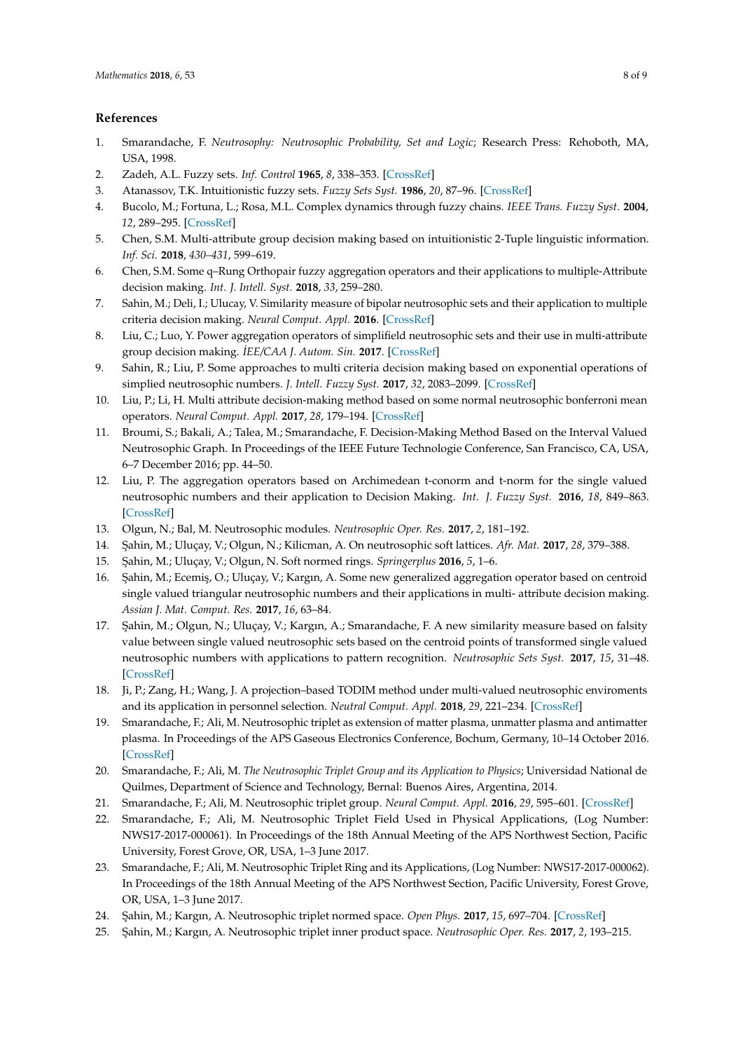## References

1. Smarandache, F. *Neutrosophy: Neutrosophic Probability, Set and Logic*; Research Press: Rehoboth, MA, USA, 1998.
2. Zadeh, A.L. Fuzzy sets. *Inf. Control* **1965**, *8*, 338–353. [CrossRef]
3. Atanassov, T.K. Intuitionistic fuzzy sets. *Fuzzy Sets Syst.* **1986**, *20*, 87–96. [CrossRef]
4. Bucolo, M.; Fortuna, L.; Rosa, M.L. Complex dynamics through fuzzy chains. *IEEE Trans. Fuzzy Syst.* **2004**, *12*, 289–295. [CrossRef]
5. Chen, S.M. Multi-attribute group decision making based on intuitionistic 2-Tuple linguistic information. *Inf. Sci.* **2018**, *430–431*, 599–619.
6. Chen, S.M. Some q–Rung Orthopair fuzzy aggregation operators and their applications to multiple-Attribute decision making. *Int. J. Intell. Syst.* **2018**, *33*, 259–280.
7. Sahin, M.; Deli, I.; Ulucay, V. Similarity measure of bipolar neutrosophic sets and their application to multiple criteria decision making. *Neural Comput. Appl.* **2016**. [CrossRef]
8. Liu, C.; Luo, Y. Power aggregation operators of simplifield neutrosophic sets and their use in multi-attribute group decision making. *İEE/CAA J. Autom. Sin.* **2017**. [CrossRef]
9. Sahin, R.; Liu, P. Some approaches to multi criteria decision making based on exponential operations of simplied neutrosophic numbers. *J. Intell. Fuzzy Syst.* **2017**, *32*, 2083–2099. [CrossRef]
10. Liu, P.; Li, H. Multi attribute decision-making method based on some normal neutrosophic bonferroni mean operators. *Neural Comput. Appl.* **2017**, *28*, 179–194. [CrossRef]
11. Broumi, S.; Bakali, A.; Talea, M.; Smarandache, F. Decision-Making Method Based on the Interval Valued Neutrosophic Graph. In Proceedings of the IEEE Future Technologie Conference, San Francisco, CA, USA, 6–7 December 2016; pp. 44–50.
12. Liu, P. The aggregation operators based on Archimedean t-conorm and t-norm for the single valued neutrosophic numbers and their application to Decision Making. *Int. J. Fuzzy Syst.* **2016**, *18*, 849–863. [CrossRef]
13. Olgun, N.; Bal, M. Neutrosophic modules. *Neutrosophic Oper. Res.* **2017**, *2*, 181–192.
14. Şahin, M.; Uluçay, V.; Olgun, N.; Kilicman, A. On neutrosophic soft lattices. *Afr. Mat.* **2017**, *28*, 379–388.
15. Şahin, M.; Uluçay, V.; Olgun, N. Soft normed rings. *Springerplus* **2016**, *5*, 1–6.
16. Şahin, M.; Ecemiş, O.; Uluçay, V.; Kargın, A. Some new generalized aggregation operator based on centroid single valued triangular neutrosophic numbers and their applications in multi- attribute decision making. *Assian J. Mat. Comput. Res.* **2017**, *16*, 63–84.
17. Şahin, M.; Olgun, N.; Uluçay, V.; Kargın, A.; Smarandache, F. A new similarity measure based on falsity value between single valued neutrosophic sets based on the centroid points of transformed single valued neutrosophic numbers with applications to pattern recognition. *Neutrosophic Sets Syst.* **2017**, *15*, 31–48. [CrossRef]
18. Ji, P.; Zang, H.; Wang, J. A projection–based TODIM method under multi-valued neutrosophic enviroments and its application in personnel selection. *Neutral Comput. Appl.* **2018**, *29*, 221–234. [CrossRef]
19. Smarandache, F.; Ali, M. Neutrosophic triplet as extension of matter plasma, unmatter plasma and antimatter plasma. In Proceedings of the APS Gaseous Electronics Conference, Bochum, Germany, 10–14 October 2016. [CrossRef]
20. Smarandache, F.; Ali, M. *The Neutrosophic Triplet Group and its Application to Physics*; Universidad National de Quilmes, Department of Science and Technology, Bernal: Buenos Aires, Argentina, 2014.
21. Smarandache, F.; Ali, M. Neutrosophic triplet group. *Neural Comput. Appl.* **2016**, *29*, 595–601. [CrossRef]
22. Smarandache, F.; Ali, M. Neutrosophic Triplet Field Used in Physical Applications, (Log Number: NWS17-2017-000061). In Proceedings of the 18th Annual Meeting of the APS Northwest Section, Pacific University, Forest Grove, OR, USA, 1–3 June 2017.
23. Smarandache, F.; Ali, M. Neutrosophic Triplet Ring and its Applications, (Log Number: NWS17-2017-000062). In Proceedings of the 18th Annual Meeting of the APS Northwest Section, Pacific University, Forest Grove, OR, USA, 1–3 June 2017.
24. Şahin, M.; Kargın, A. Neutrosophic triplet normed space. *Open Phys.* **2017**, *15*, 697–704. [CrossRef]
25. Şahin, M.; Kargın, A. Neutrosophic triplet inner product space. *Neutrosophic Oper. Res.* **2017**, *2*, 193–215.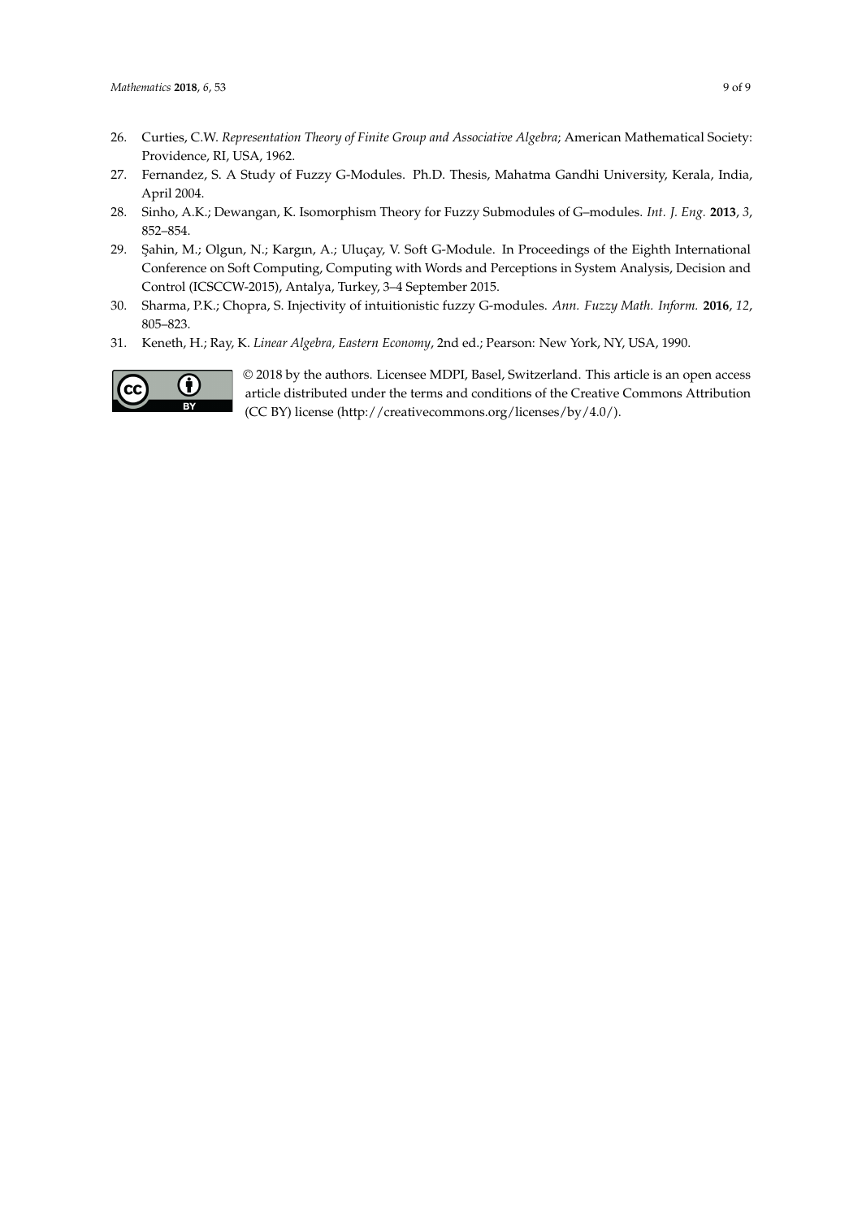26. Curties, C.W. *Representation Theory of Finite Group and Associative Algebra*; American Mathematical Society: Providence, RI, USA, 1962.
27. Fernandez, S. A Study of Fuzzy G-Modules. Ph.D. Thesis, Mahatma Gandhi University, Kerala, India, April 2004.
28. Sinho, A.K.; Dewangan, K. Isomorphism Theory for Fuzzy Submodules of G–modules. *Int. J. Eng.* **2013**, *3*, 852–854.
29. Şahin, M.; Olgun, N.; Kargın, A.; Uluçay, V. Soft G-Module. In Proceedings of the Eighth International Conference on Soft Computing, Computing with Words and Perceptions in System Analysis, Decision and Control (ICSCCW-2015), Antalya, Turkey, 3–4 September 2015.
30. Sharma, P.K.; Chopra, S. Injectivity of intuitionistic fuzzy G-modules. *Ann. Fuzzy Math. Inform.* **2016**, *12*, 805–823.
31. Keneth, H.; Ray, K. *Linear Algebra, Eastern Economy*, 2nd ed.; Pearson: New York, NY, USA, 1990.

© 2018 by the authors. Licensee MDPI, Basel, Switzerland. This article is an open access article distributed under the terms and conditions of the Creative Commons Attribution (CC BY) license (http://creativecommons.org/licenses/by/4.0/).